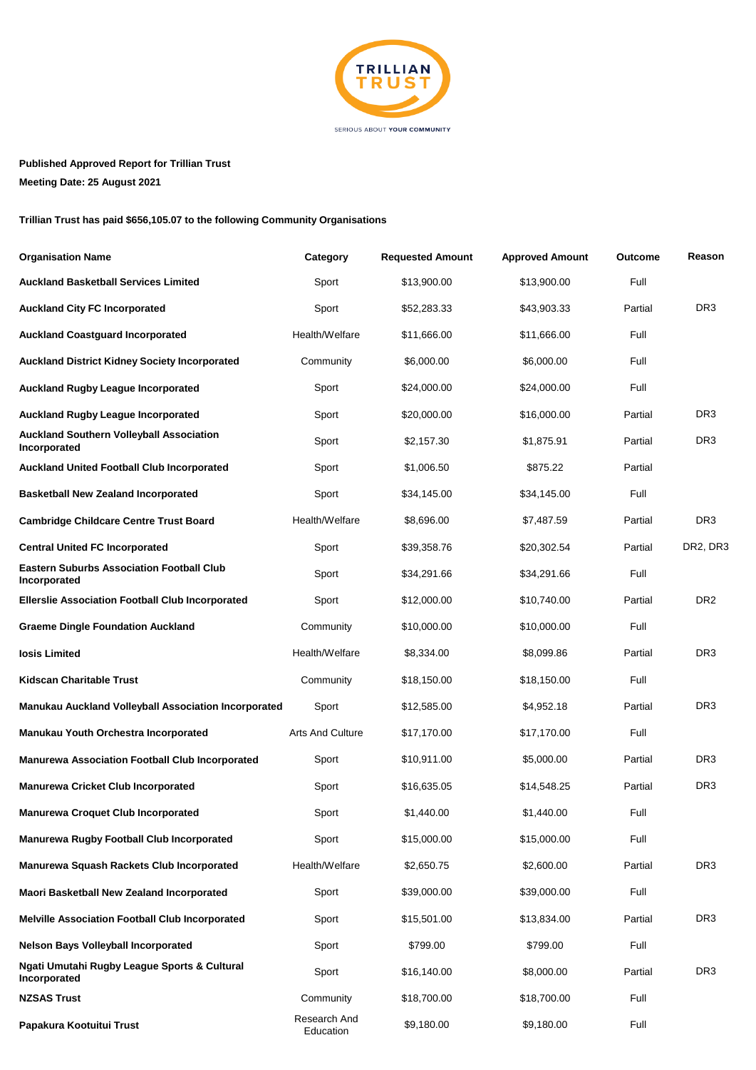**Published Approved Report for Trillian Trust**

**Meeting Date: 25 August 2021**

**Trillian Trust has paid $656,105.07 to the following Community Organisations**

| Organisation Name | Category | Requested Amount | Approved Amount | Outcome | Reason |
|---|---|---|---|---|---|
| **Auckland Basketball Services Limited** | Sport | $13,900.00 | $13,900.00 | Full | |
| **Auckland City FC Incorporated** | Sport | $52,283.33 | $43,903.33 | Partial | DR3 |
| **Auckland Coastguard Incorporated** | Health/Welfare | $11,666.00 | $11,666.00 | Full | |
| **Auckland District Kidney Society Incorporated** | Community | $6,000.00 | $6,000.00 | Full | |
| **Auckland Rugby League Incorporated** | Sport | $24,000.00 | $24,000.00 | Full | |
| **Auckland Rugby League Incorporated** | Sport | $20,000.00 | $16,000.00 | Partial | DR3 |
| **Auckland Southern Volleyball Association Incorporated** | Sport | $2,157.30 | $1,875.91 | Partial | DR3 |
| **Auckland United Football Club Incorporated** | Sport | $1,006.50 | $875.22 | Partial | |
| **Basketball New Zealand Incorporated** | Sport | $34,145.00 | $34,145.00 | Full | |
| **Cambridge Childcare Centre Trust Board** | Health/Welfare | $8,696.00 | $7,487.59 | Partial | DR3 |
| **Central United FC Incorporated** | Sport | $39,358.76 | $20,302.54 | Partial | DR2, DR3 |
| **Eastern Suburbs Association Football Club Incorporated** | Sport | $34,291.66 | $34,291.66 | Full | |
| **Ellerslie Association Football Club Incorporated** | Sport | $12,000.00 | $10,740.00 | Partial | DR2 |
| **Graeme Dingle Foundation Auckland** | Community | $10,000.00 | $10,000.00 | Full | |
| **Iosis Limited** | Health/Welfare | $8,334.00 | $8,099.86 | Partial | DR3 |
| **Kidscan Charitable Trust** | Community | $18,150.00 | $18,150.00 | Full | |
| **Manukau Auckland Volleyball Association Incorporated** | Sport | $12,585.00 | $4,952.18 | Partial | DR3 |
| **Manukau Youth Orchestra Incorporated** | Arts And Culture | $17,170.00 | $17,170.00 | Full | |
| **Manurewa Association Football Club Incorporated** | Sport | $10,911.00 | $5,000.00 | Partial | DR3 |
| **Manurewa Cricket Club Incorporated** | Sport | $16,635.05 | $14,548.25 | Partial | DR3 |
| **Manurewa Croquet Club Incorporated** | Sport | $1,440.00 | $1,440.00 | Full | |
| **Manurewa Rugby Football Club Incorporated** | Sport | $15,000.00 | $15,000.00 | Full | |
| **Manurewa Squash Rackets Club Incorporated** | Health/Welfare | $2,650.75 | $2,600.00 | Partial | DR3 |
| **Maori Basketball New Zealand Incorporated** | Sport | $39,000.00 | $39,000.00 | Full | |
| **Melville Association Football Club Incorporated** | Sport | $15,501.00 | $13,834.00 | Partial | DR3 |
| **Nelson Bays Volleyball Incorporated** | Sport | $799.00 | $799.00 | Full | |
| **Ngati Umutahi Rugby League Sports & Cultural Incorporated** | Sport | $16,140.00 | $8,000.00 | Partial | DR3 |
| **NZSAS Trust** | Community | $18,700.00 | $18,700.00 | Full | |
| **Papakura Kootuitui Trust** | Research And Education | $9,180.00 | $9,180.00 | Full | |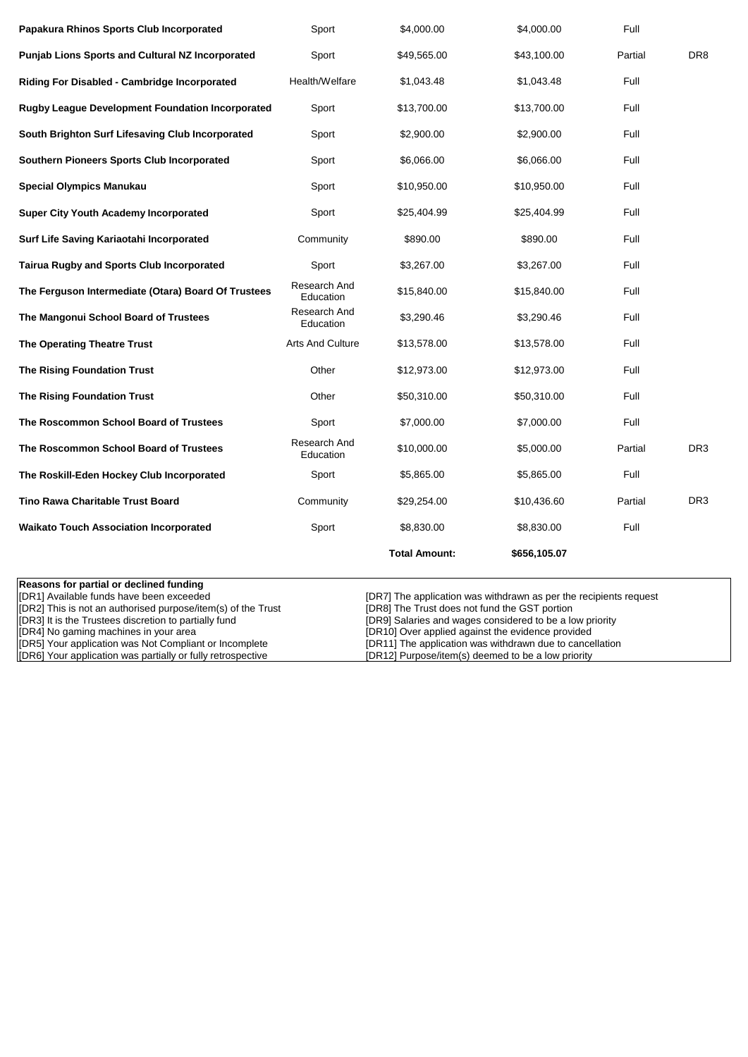| | | | | | |
|---|---|---|---|---|---|
| **Papakura Rhinos Sports Club Incorporated** | Sport | $4,000.00 | $4,000.00 | Full | |
| **Punjab Lions Sports and Cultural NZ Incorporated** | Sport | $49,565.00 | $43,100.00 | Partial | DR8 |
| **Riding For Disabled - Cambridge Incorporated** | Health/Welfare | $1,043.48 | $1,043.48 | Full | |
| **Rugby League Development Foundation Incorporated** | Sport | $13,700.00 | $13,700.00 | Full | |
| **South Brighton Surf Lifesaving Club Incorporated** | Sport | $2,900.00 | $2,900.00 | Full | |
| **Southern Pioneers Sports Club Incorporated** | Sport | $6,066.00 | $6,066.00 | Full | |
| **Special Olympics Manukau** | Sport | $10,950.00 | $10,950.00 | Full | |
| **Super City Youth Academy Incorporated** | Sport | $25,404.99 | $25,404.99 | Full | |
| **Surf Life Saving Kariaotahi Incorporated** | Community | $890.00 | $890.00 | Full | |
| **Tairua Rugby and Sports Club Incorporated** | Sport | $3,267.00 | $3,267.00 | Full | |
| **The Ferguson Intermediate (Otara) Board Of Trustees** | Research And Education | $15,840.00 | $15,840.00 | Full | |
| **The Mangonui School Board of Trustees** | Research And Education | $3,290.46 | $3,290.46 | Full | |
| **The Operating Theatre Trust** | Arts And Culture | $13,578.00 | $13,578.00 | Full | |
| **The Rising Foundation Trust** | Other | $12,973.00 | $12,973.00 | Full | |
| **The Rising Foundation Trust** | Other | $50,310.00 | $50,310.00 | Full | |
| **The Roscommon School Board of Trustees** | Sport | $7,000.00 | $7,000.00 | Full | |
| **The Roscommon School Board of Trustees** | Research And Education | $10,000.00 | $5,000.00 | Partial | DR3 |
| **The Roskill-Eden Hockey Club Incorporated** | Sport | $5,865.00 | $5,865.00 | Full | |
| **Tino Rawa Charitable Trust Board** | Community | $29,254.00 | $10,436.60 | Partial | DR3 |
| **Waikato Touch Association Incorporated** | Sport | $8,830.00 | $8,830.00 | Full | |
| | | **Total Amount:** | **$656,105.07** | | |

**Reasons for partial or declined funding**

[DR1] Available funds have been exceeded
[DR2] This is not an authorised purpose/item(s) of the Trust
[DR3] It is the Trustees discretion to partially fund
[DR4] No gaming machines in your area
[DR5] Your application was Not Compliant or Incomplete
[DR6] Your application was partially or fully retrospective
[DR7] The application was withdrawn as per the recipients request
[DR8] The Trust does not fund the GST portion
[DR9] Salaries and wages considered to be a low priority
[DR10] Over applied against the evidence provided
[DR11] The application was withdrawn due to cancellation
[DR12] Purpose/item(s) deemed to be a low priority